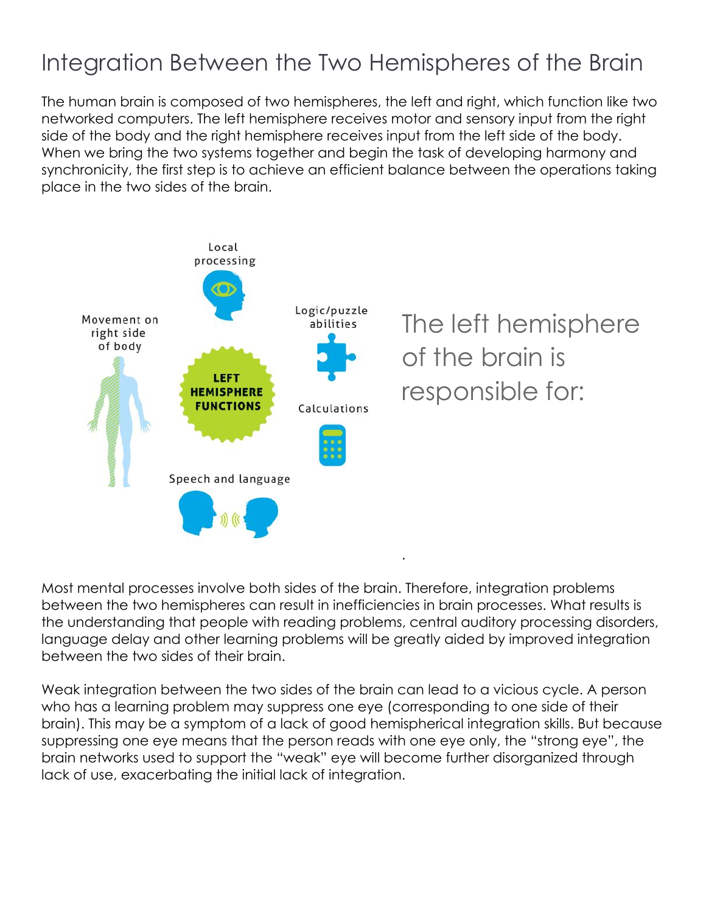# Integration Between the Two Hemispheres of the Brain

The human brain is composed of two hemispheres, the left and right, which function like two networked computers. The left hemisphere receives motor and sensory input from the right side of the body and the right hemisphere receives input from the left side of the body. When we bring the two systems together and begin the task of developing harmony and synchronicity, the first step is to achieve an efficient balance between the operations taking place in the two sides of the brain.

Local processing

Movement on right side of body

Logic/puzzle abilities

**LEFT HEMISPHERE FUNCTIONS**

Calculations

Speech and language

The left hemisphere of the brain is responsible for:

Most mental processes involve both sides of the brain. Therefore, integration problems between the two hemispheres can result in inefficiencies in brain processes. What results is the understanding that people with reading problems, central auditory processing disorders, language delay and other learning problems will be greatly aided by improved integration between the two sides of their brain.

Weak integration between the two sides of the brain can lead to a vicious cycle. A person who has a learning problem may suppress one eye (corresponding to one side of their brain). This may be a symptom of a lack of good hemispherical integration skills. But because suppressing one eye means that the person reads with one eye only, the "strong eye", the brain networks used to support the "weak" eye will become further disorganized through lack of use, exacerbating the initial lack of integration.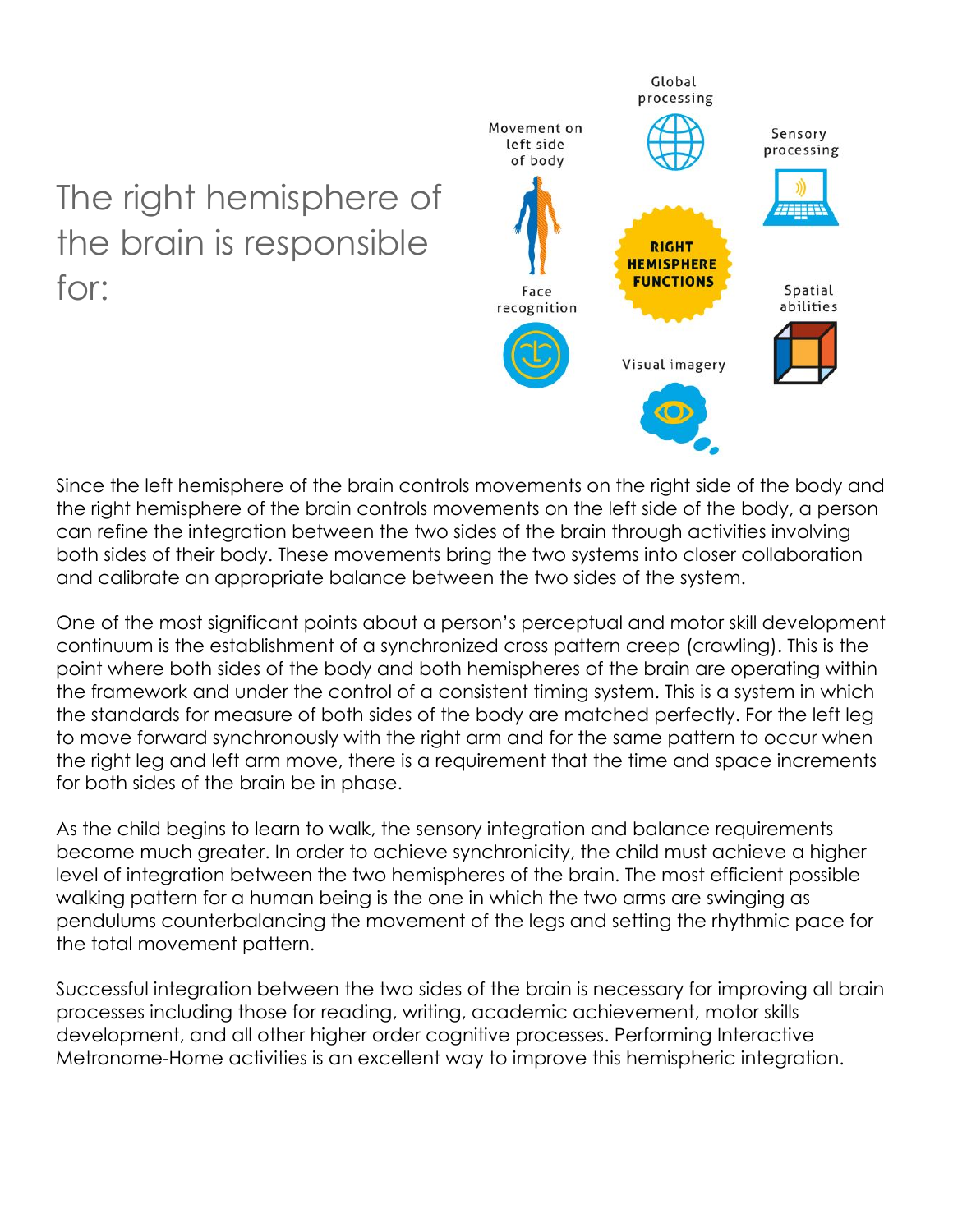# The right hemisphere of the brain is responsible for:

RIGHT HEMISPHERE FUNCTIONS

Global processing

Sensory processing

Spatial abilities

Visual imagery

Face recognition

Movement on left side of body

Since the left hemisphere of the brain controls movements on the right side of the body and the right hemisphere of the brain controls movements on the left side of the body, a person can refine the integration between the two sides of the brain through activities involving both sides of their body. These movements bring the two systems into closer collaboration and calibrate an appropriate balance between the two sides of the system.

One of the most significant points about a person's perceptual and motor skill development continuum is the establishment of a synchronized cross pattern creep (crawling). This is the point where both sides of the body and both hemispheres of the brain are operating within the framework and under the control of a consistent timing system. This is a system in which the standards for measure of both sides of the body are matched perfectly. For the left leg to move forward synchronously with the right arm and for the same pattern to occur when the right leg and left arm move, there is a requirement that the time and space increments for both sides of the brain be in phase.

As the child begins to learn to walk, the sensory integration and balance requirements become much greater. In order to achieve synchronicity, the child must achieve a higher level of integration between the two hemispheres of the brain. The most efficient possible walking pattern for a human being is the one in which the two arms are swinging as pendulums counterbalancing the movement of the legs and setting the rhythmic pace for the total movement pattern.

Successful integration between the two sides of the brain is necessary for improving all brain processes including those for reading, writing, academic achievement, motor skills development, and all other higher order cognitive processes. Performing Interactive Metronome-Home activities is an excellent way to improve this hemispheric integration.